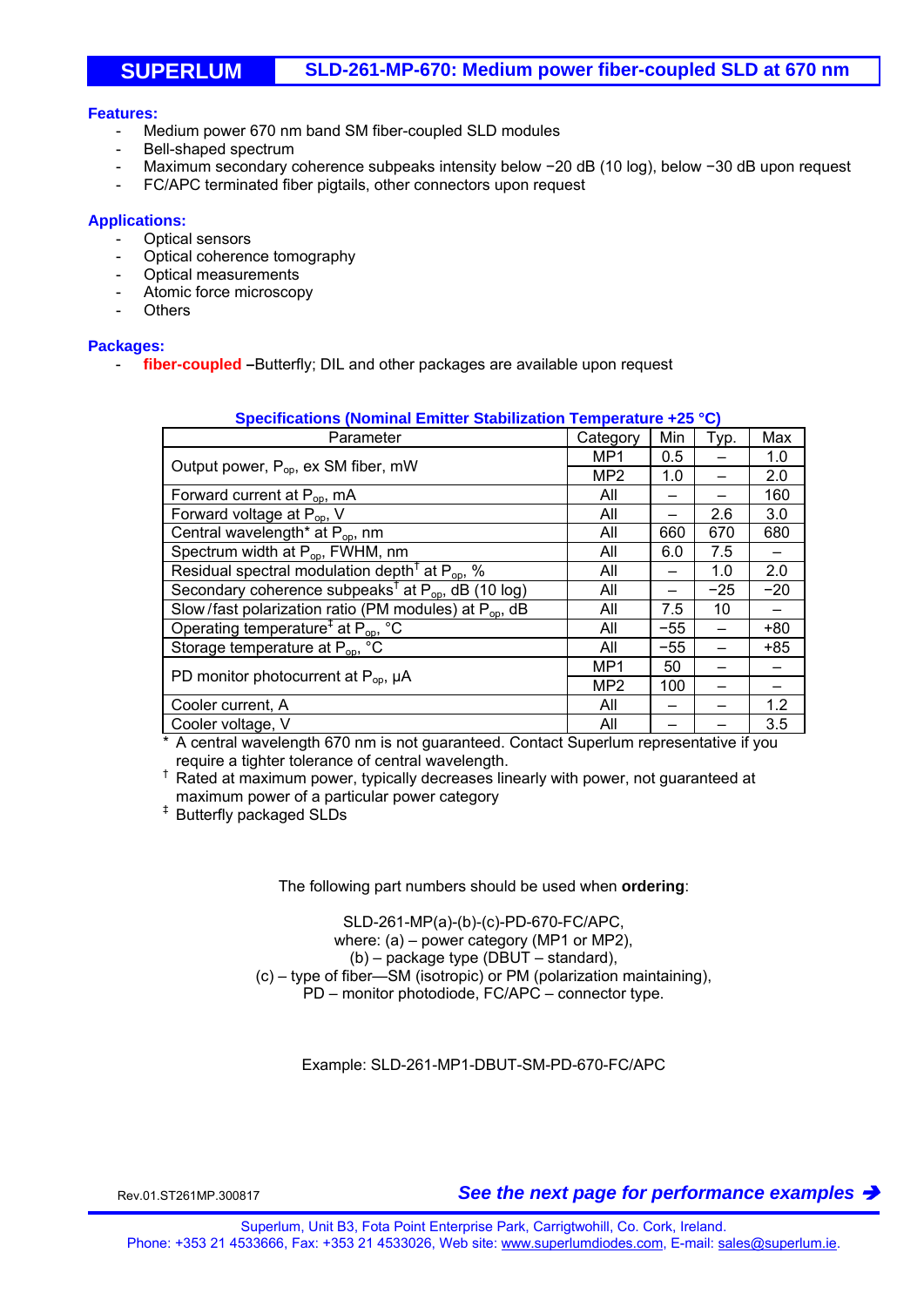# SUPERLUM — SLD-261-MP-670: Medium power fiber-coupled SLD at 670 nm

**Features:**

- Medium power 670 nm band SM fiber-coupled SLD modules
- Bell-shaped spectrum
- Maximum secondary coherence subpeaks intensity below −20 dB (10 log), below −30 dB upon request
- FC/APC terminated fiber pigtails, other connectors upon request

**Applications:**

- Optical sensors
- Optical coherence tomography
- Optical measurements
- Atomic force microscopy
- Others

**Packages:**

- **fiber-coupled** –Butterfly; DIL and other packages are available upon request

**Specifications (Nominal Emitter Stabilization Temperature +25 °C)**

| Parameter | Category | Min | Typ. | Max |
|---|---|---|---|---|
| Output power, $P_{op}$, ex SM fiber, mW | MP1 | 0.5 | – | 1.0 |
| | MP2 | 1.0 | – | 2.0 |
| Forward current at $P_{op}$, mA | All | – | – | 160 |
| Forward voltage at $P_{op}$, V | All | – | 2.6 | 3.0 |
| Central wavelength* at $P_{op}$, nm | All | 660 | 670 | 680 |
| Spectrum width at $P_{op}$, FWHM, nm | All | 6.0 | 7.5 | – |
| Residual spectral modulation depth† at $P_{op}$, % | All | – | 1.0 | 2.0 |
| Secondary coherence subpeaks† at $P_{op}$, dB (10 log) | All | – | −25 | −20 |
| Slow /fast polarization ratio (PM modules) at $P_{op}$, dB | All | 7.5 | 10 | – |
| Operating temperature‡ at $P_{op}$, °C | All | −55 | – | +80 |
| Storage temperature at $P_{op}$, °C | All | −55 | – | +85 |
| PD monitor photocurrent at $P_{op}$, µA | MP1 | 50 | – | – |
| | MP2 | 100 | – | – |
| Cooler current, A | All | – | – | 1.2 |
| Cooler voltage, V | All | – | – | 3.5 |

\* A central wavelength 670 nm is not guaranteed. Contact Superlum representative if you require a tighter tolerance of central wavelength.

† Rated at maximum power, typically decreases linearly with power, not guaranteed at maximum power of a particular power category

‡ Butterfly packaged SLDs

The following part numbers should be used when **ordering**:

SLD-261-MP(a)-(b)-(c)-PD-670-FC/APC,
where: (a) – power category (MP1 or MP2),
(b) – package type (DBUT – standard),
(c) – type of fiber—SM (isotropic) or PM (polarization maintaining),
PD – monitor photodiode, FC/APC – connector type.

Example: SLD-261-MP1-DBUT-SM-PD-670-FC/APC

Rev.01.ST261MP.300817

***See the next page for performance examples ➔***

Superlum, Unit B3, Fota Point Enterprise Park, Carrigtwohill, Co. Cork, Ireland.
Phone: +353 21 4533666, Fax: +353 21 4533026, Web site: www.superlumdiodes.com, E-mail: sales@superlum.ie.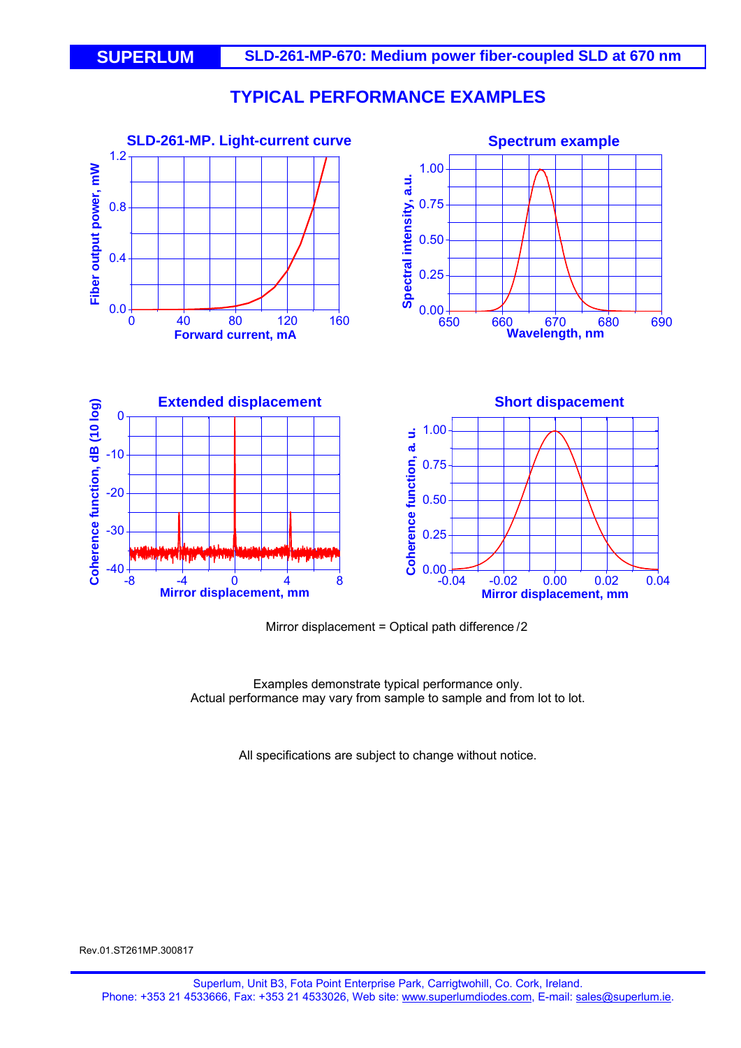## TYPICAL PERFORMANCE EXAMPLES

SLD-261-MP. Light-current curve

Fiber output power, mW

1.2
0.8
0.4
0.0

0
40
80
120
160

Forward current, mA

Spectrum example

Spectral intensity, a.u.

1.00
0.75
0.50
0.25
0.00

650
660
670
680
690

Wavelength, nm

Extended displacement

Coherence function, dB (10 log)

0
-10
-20
-30
-40

-8
-4
0
4
8

Mirror displacement, mm

Short dispacement

Coherence function, a. u.

1.00
0.75
0.50
0.25
0.00

-0.04
-0.02
0.00
0.02
0.04

Mirror displacement, mm

Mirror displacement = Optical path difference /2

Examples demonstrate typical performance only.
Actual performance may vary from sample to sample and from lot to lot.

All specifications are subject to change without notice.

Rev.01.ST261MP.300817

Superlum, Unit B3, Fota Point Enterprise Park, Carrigtwohill, Co. Cork, Ireland.
Phone: +353 21 4533666, Fax: +353 21 4533026, Web site: www.superlumdiodes.com, E-mail: sales@superlum.ie.